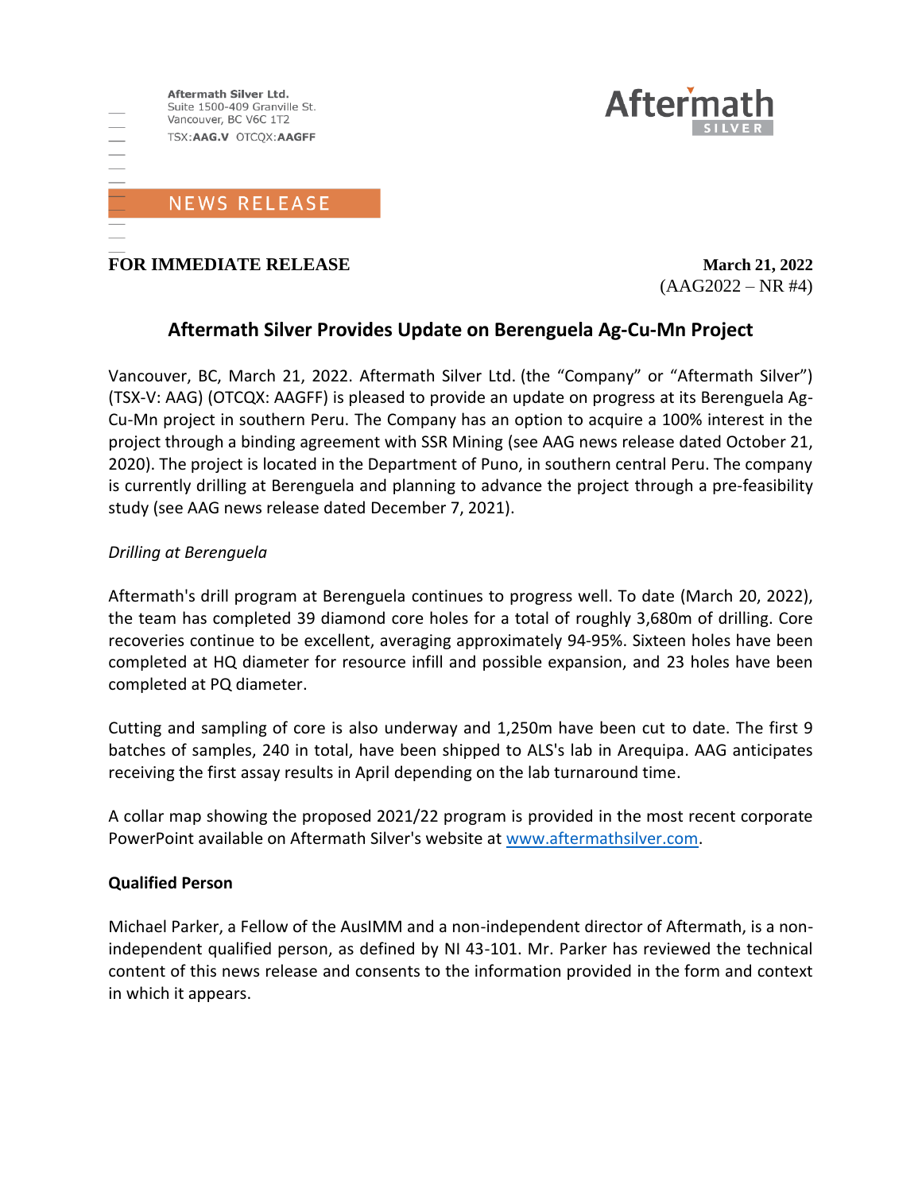Aftermath Silver Ltd.
Suite 1500-409 Granville St.
Vancouver, BC V6C 1T2
TSX:**AAG.V** OTCQX:**AAGFF**

Aftermath SILVER

NEWS RELEASE

**FOR IMMEDIATE RELEASE** **March 21, 2022**
(AAG2022 – NR #4)

## Aftermath Silver Provides Update on Berenguela Ag-Cu-Mn Project

Vancouver, BC, March 21, 2022. Aftermath Silver Ltd. (the "Company" or "Aftermath Silver") (TSX-V: AAG) (OTCQX: AAGFF) is pleased to provide an update on progress at its Berenguela Ag-Cu-Mn project in southern Peru. The Company has an option to acquire a 100% interest in the project through a binding agreement with SSR Mining (see AAG news release dated October 21, 2020). The project is located in the Department of Puno, in southern central Peru. The company is currently drilling at Berenguela and planning to advance the project through a pre-feasibility study (see AAG news release dated December 7, 2021).

*Drilling at Berenguela*

Aftermath's drill program at Berenguela continues to progress well. To date (March 20, 2022), the team has completed 39 diamond core holes for a total of roughly 3,680m of drilling. Core recoveries continue to be excellent, averaging approximately 94-95%. Sixteen holes have been completed at HQ diameter for resource infill and possible expansion, and 23 holes have been completed at PQ diameter.

Cutting and sampling of core is also underway and 1,250m have been cut to date. The first 9 batches of samples, 240 in total, have been shipped to ALS's lab in Arequipa. AAG anticipates receiving the first assay results in April depending on the lab turnaround time.

A collar map showing the proposed 2021/22 program is provided in the most recent corporate PowerPoint available on Aftermath Silver's website at www.aftermathsilver.com.

**Qualified Person**

Michael Parker, a Fellow of the AusIMM and a non-independent director of Aftermath, is a non-independent qualified person, as defined by NI 43-101. Mr. Parker has reviewed the technical content of this news release and consents to the information provided in the form and context in which it appears.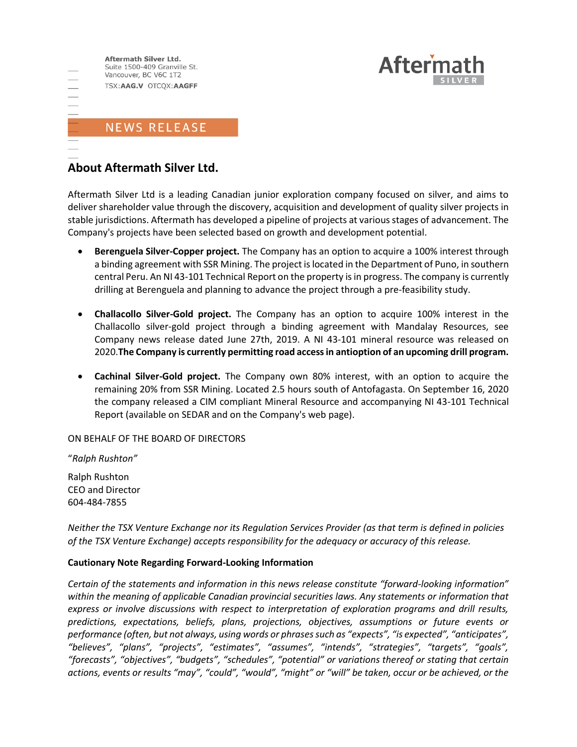Aftermath Silver Ltd.
Suite 1500-409 Granville St.
Vancouver, BC V6C 1T2
TSX:**AAG.V** OTCQX:**AAGFF**

NEWS RELEASE

## About Aftermath Silver Ltd.

Aftermath Silver Ltd is a leading Canadian junior exploration company focused on silver, and aims to deliver shareholder value through the discovery, acquisition and development of quality silver projects in stable jurisdictions. Aftermath has developed a pipeline of projects at various stages of advancement. The Company's projects have been selected based on growth and development potential.

- **Berenguela Silver-Copper project.** The Company has an option to acquire a 100% interest through a binding agreement with SSR Mining. The project is located in the Department of Puno, in southern central Peru. An NI 43-101 Technical Report on the property is in progress. The company is currently drilling at Berenguela and planning to advance the project through a pre-feasibility study.

- **Challacollo Silver-Gold project.** The Company has an option to acquire 100% interest in the Challacollo silver-gold project through a binding agreement with Mandalay Resources, see Company news release dated June 27th, 2019. A NI 43-101 mineral resource was released on 2020.**The Company is currently permitting road access in antioption of an upcoming drill program.**

- **Cachinal Silver-Gold project.** The Company own 80% interest, with an option to acquire the remaining 20% from SSR Mining. Located 2.5 hours south of Antofagasta. On September 16, 2020 the company released a CIM compliant Mineral Resource and accompanying NI 43-101 Technical Report (available on SEDAR and on the Company's web page).

ON BEHALF OF THE BOARD OF DIRECTORS

"*Ralph Rushton"*

Ralph Rushton
CEO and Director
604-484-7855

*Neither the TSX Venture Exchange nor its Regulation Services Provider (as that term is defined in policies of the TSX Venture Exchange) accepts responsibility for the adequacy or accuracy of this release.*

**Cautionary Note Regarding Forward-Looking Information**

*Certain of the statements and information in this news release constitute "forward-looking information" within the meaning of applicable Canadian provincial securities laws. Any statements or information that express or involve discussions with respect to interpretation of exploration programs and drill results, predictions, expectations, beliefs, plans, projections, objectives, assumptions or future events or performance (often, but not always, using words or phrases such as "expects", "is expected", "anticipates", "believes", "plans", "projects", "estimates", "assumes", "intends", "strategies", "targets", "goals", "forecasts", "objectives", "budgets", "schedules", "potential" or variations thereof or stating that certain actions, events or results "may", "could", "would", "might" or "will" be taken, occur or be achieved, or the*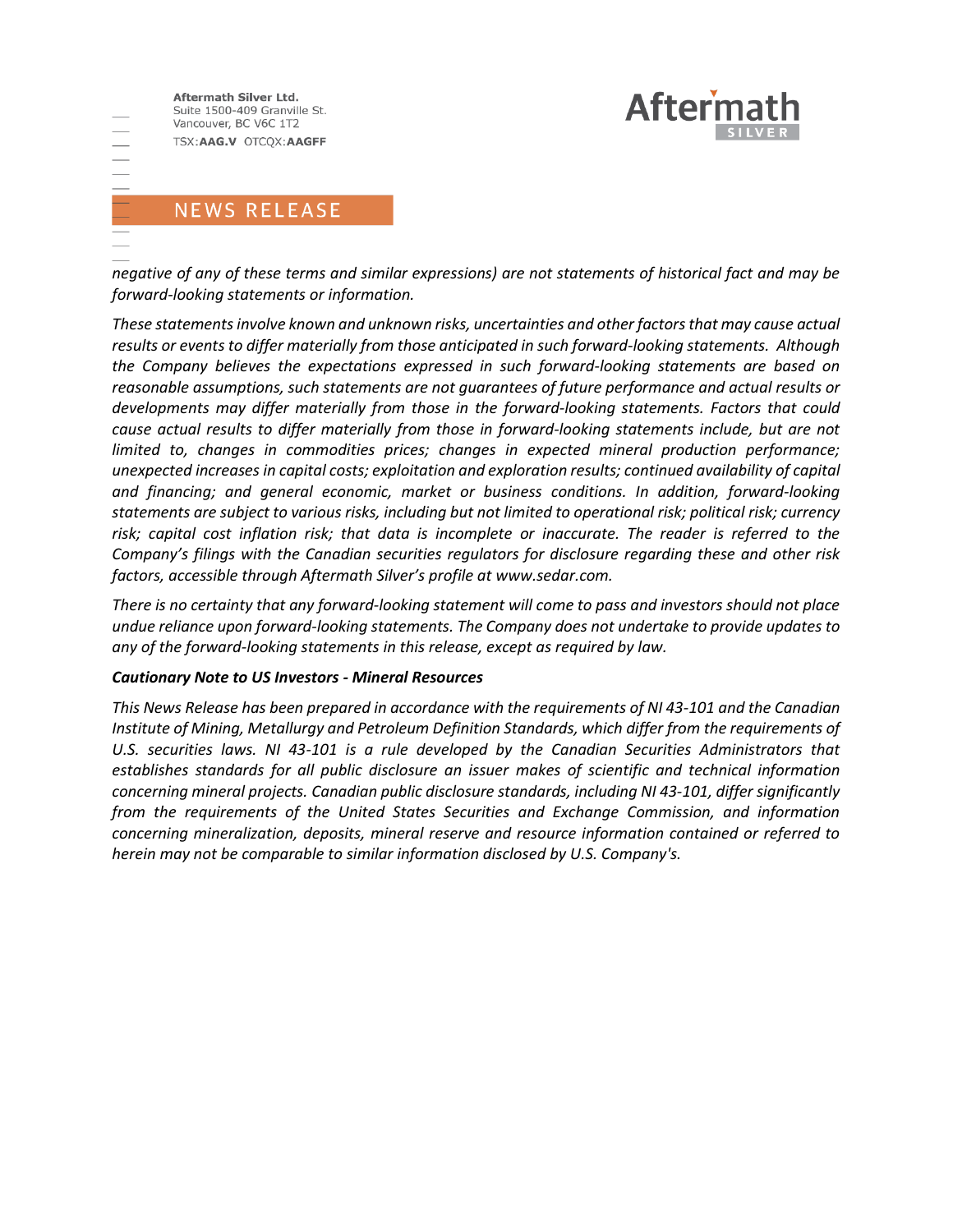*negative of any of these terms and similar expressions) are not statements of historical fact and may be forward-looking statements or information.*

*These statements involve known and unknown risks, uncertainties and other factors that may cause actual results or events to differ materially from those anticipated in such forward-looking statements. Although the Company believes the expectations expressed in such forward-looking statements are based on reasonable assumptions, such statements are not guarantees of future performance and actual results or developments may differ materially from those in the forward-looking statements. Factors that could cause actual results to differ materially from those in forward-looking statements include, but are not limited to, changes in commodities prices; changes in expected mineral production performance; unexpected increases in capital costs; exploitation and exploration results; continued availability of capital and financing; and general economic, market or business conditions. In addition, forward-looking statements are subject to various risks, including but not limited to operational risk; political risk; currency risk; capital cost inflation risk; that data is incomplete or inaccurate. The reader is referred to the Company's filings with the Canadian securities regulators for disclosure regarding these and other risk factors, accessible through Aftermath Silver's profile at www.sedar.com.*

*There is no certainty that any forward-looking statement will come to pass and investors should not place undue reliance upon forward-looking statements. The Company does not undertake to provide updates to any of the forward-looking statements in this release, except as required by law.*

***Cautionary Note to US Investors - Mineral Resources***

*This News Release has been prepared in accordance with the requirements of NI 43-101 and the Canadian Institute of Mining, Metallurgy and Petroleum Definition Standards, which differ from the requirements of U.S. securities laws. NI 43-101 is a rule developed by the Canadian Securities Administrators that establishes standards for all public disclosure an issuer makes of scientific and technical information concerning mineral projects. Canadian public disclosure standards, including NI 43-101, differ significantly from the requirements of the United States Securities and Exchange Commission, and information concerning mineralization, deposits, mineral reserve and resource information contained or referred to herein may not be comparable to similar information disclosed by U.S. Company's.*